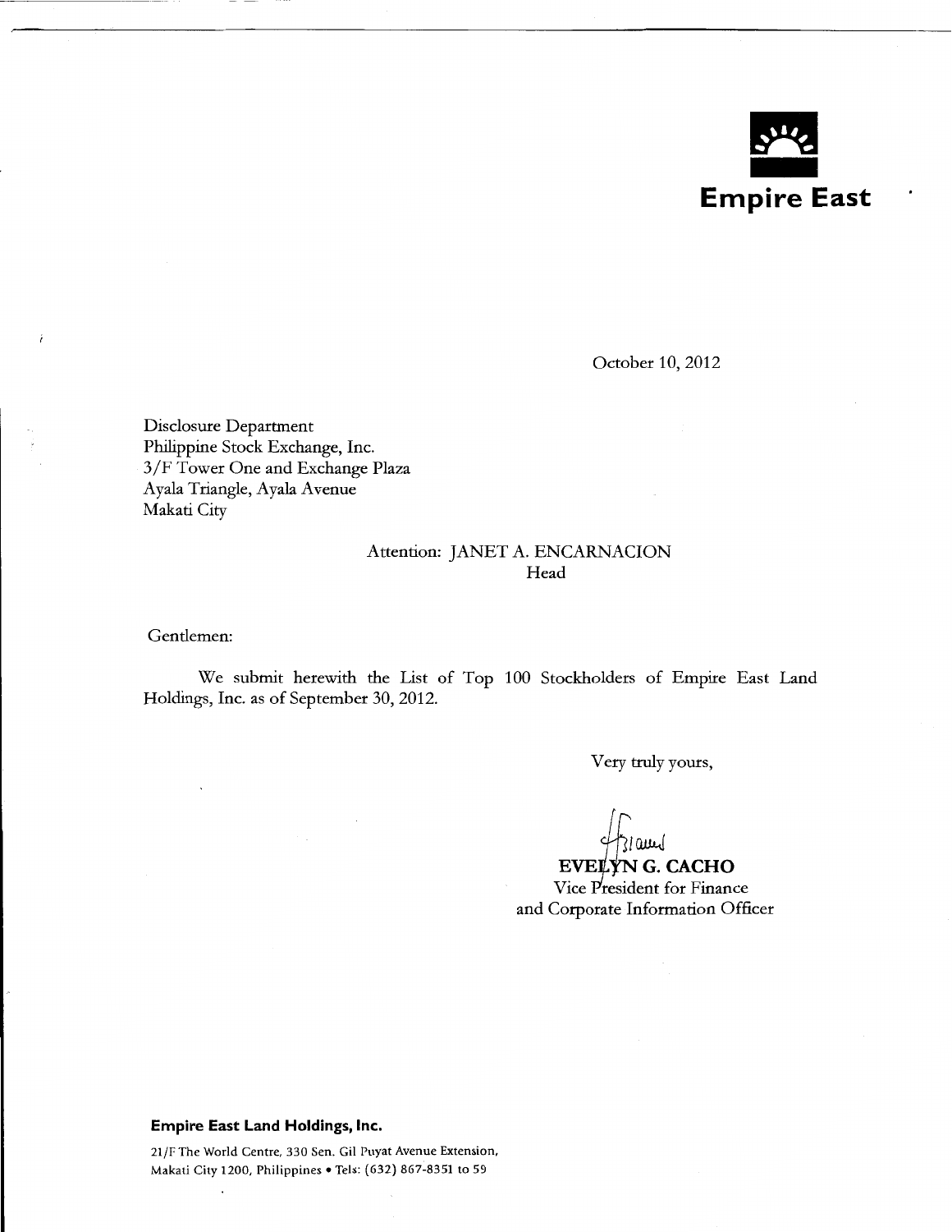**Empire East**

October 10, 2012

Disclosure Department
Philippine Stock Exchange, Inc.
3/F Tower One and Exchange Plaza
Ayala Triangle, Ayala Avenue
Makati City

Attention: JANET A. ENCARNACION
Head

Gentlemen:

We submit herewith the List of Top 100 Stockholders of Empire East Land Holdings, Inc. as of September 30, 2012.

Very truly yours,

**EVELYN G. CACHO**
Vice President for Finance
and Corporate Information Officer

**Empire East Land Holdings, Inc.**

21/F The World Centre, 330 Sen. Gil Puyat Avenue Extension,
Makati City 1200, Philippines • Tels: (632) 867-8351 to 59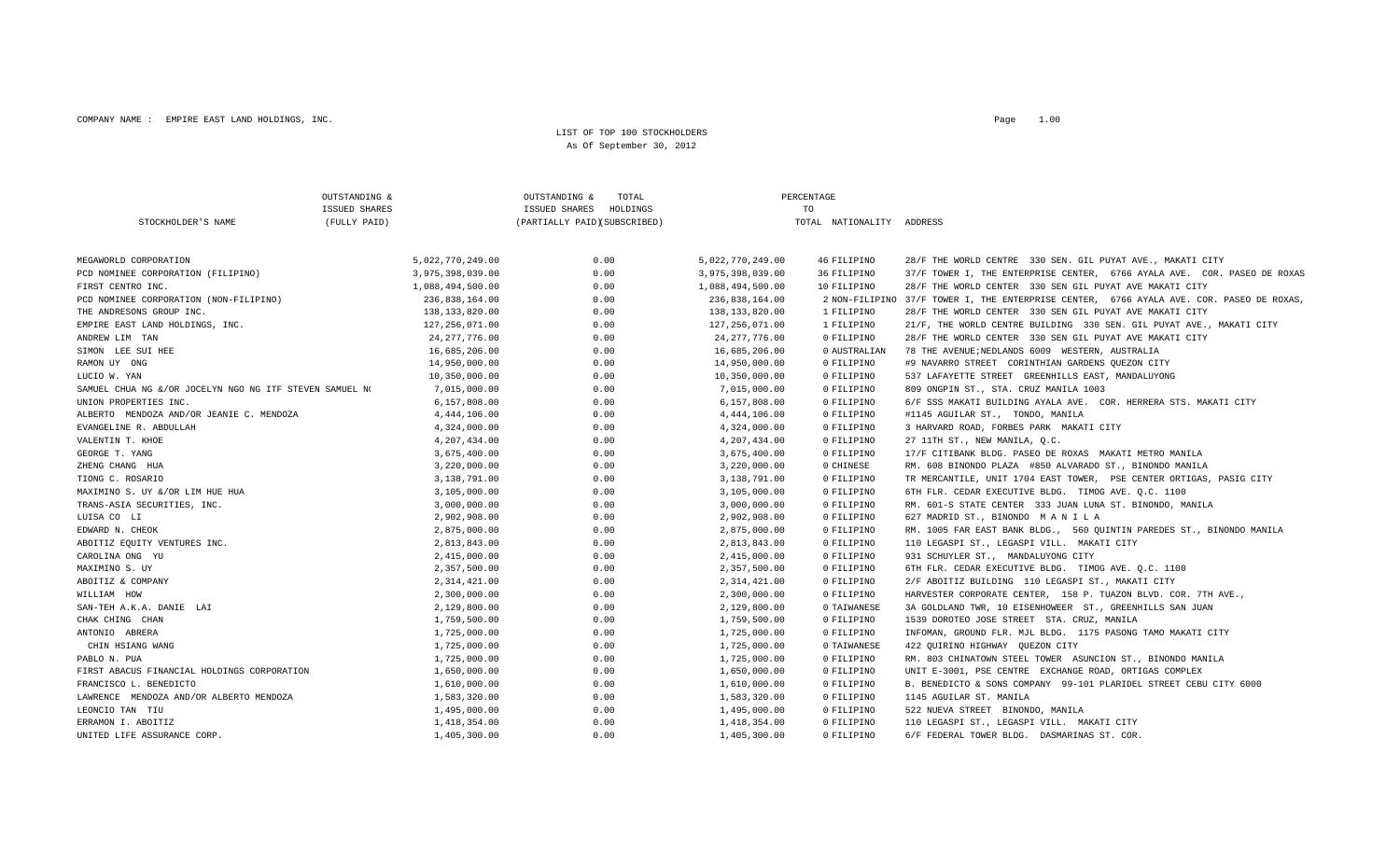COMPANY NAME : EMPIRE EAST LAND HOLDINGS, INC.

LIST OF TOP 100 STOCKHOLDERS
As Of September 30, 2012

| STOCKHOLDER'S NAME | OUTSTANDING & ISSUED SHARES (FULLY PAID) | OUTSTANDING & ISSUED SHARES (PARTIALLY PAID) | TOTAL HOLDINGS (SUBSCRIBED) | PERCENTAGE TO TOTAL | NATIONALITY | ADDRESS |
|---|---|---|---|---|---|---|
| MEGAWORLD CORPORATION | 5,022,770,249.00 | 0.00 | 5,022,770,249.00 | 46 | FILIPINO | 28/F THE WORLD CENTRE 330 SEN. GIL PUYAT AVE., MAKATI CITY |
| PCD NOMINEE CORPORATION (FILIPINO) | 3,975,398,039.00 | 0.00 | 3,975,398,039.00 | 36 | FILIPINO | 37/F TOWER I, THE ENTERPRISE CENTER, 6766 AYALA AVE. COR. PASEO DE ROXAS |
| FIRST CENTRO INC. | 1,088,494,500.00 | 0.00 | 1,088,494,500.00 | 10 | FILIPINO | 28/F THE WORLD CENTER 330 SEN GIL PUYAT AVE MAKATI CITY |
| PCD NOMINEE CORPORATION (NON-FILIPINO) | 236,838,164.00 | 0.00 | 236,838,164.00 | 2 | NON-FILIPINO | 37/F TOWER I, THE ENTERPRISE CENTER, 6766 AYALA AVE. COR. PASEO DE ROXAS, |
| THE ANDRESONS GROUP INC. | 138,133,820.00 | 0.00 | 138,133,820.00 | 1 | FILIPINO | 28/F THE WORLD CENTER 330 SEN GIL PUYAT AVE MAKATI CITY |
| EMPIRE EAST LAND HOLDINGS, INC. | 127,256,071.00 | 0.00 | 127,256,071.00 | 1 | FILIPINO | 21/F, THE WORLD CENTRE BUILDING 330 SEN. GIL PUYAT AVE., MAKATI CITY |
| ANDREW LIM TAN | 24,277,776.00 | 0.00 | 24,277,776.00 | 0 | FILIPINO | 28/F THE WORLD CENTER 330 SEN GIL PUYAT AVE MAKATI CITY |
| SIMON LEE SUI HEE | 16,685,206.00 | 0.00 | 16,685,206.00 | 0 | AUSTRALIAN | 78 THE AVENUE;NEDLANDS 6009 WESTERN, AUSTRALIA |
| RAMON UY ONG | 14,950,000.00 | 0.00 | 14,950,000.00 | 0 | FILIPINO | #9 NAVARRO STREET CORINTHIAN GARDENS QUEZON CITY |
| LUCIO W. YAN | 10,350,000.00 | 0.00 | 10,350,000.00 | 0 | FILIPINO | 537 LAFAYETTE STREET GREENHILLS EAST, MANDALUYONG |
| SAMUEL CHUA NG &/OR JOCELYN NGO NG ITF STEVEN SAMUEL N( | 7,015,000.00 | 0.00 | 7,015,000.00 | 0 | FILIPINO | 809 ONGPIN ST., STA. CRUZ MANILA 1003 |
| UNION PROPERTIES INC. | 6,157,808.00 | 0.00 | 6,157,808.00 | 0 | FILIPINO | 6/F SSS MAKATI BUILDING AYALA AVE. COR. HERRERA STS. MAKATI CITY |
| ALBERTO MENDOZA AND/OR JEANIE C. MENDOZA | 4,444,106.00 | 0.00 | 4,444,106.00 | 0 | FILIPINO | #1145 AGUILAR ST., TONDO, MANILA |
| EVANGELINE R. ABDULLAH | 4,324,000.00 | 0.00 | 4,324,000.00 | 0 | FILIPINO | 3 HARVARD ROAD, FORBES PARK MAKATI CITY |
| VALENTIN T. KHOE | 4,207,434.00 | 0.00 | 4,207,434.00 | 0 | FILIPINO | 27 11TH ST., NEW MANILA, Q.C. |
| GEORGE T. YANG | 3,675,400.00 | 0.00 | 3,675,400.00 | 0 | FILIPINO | 17/F CITIBANK BLDG. PASEO DE ROXAS MAKATI METRO MANILA |
| ZHENG CHANG HUA | 3,220,000.00 | 0.00 | 3,220,000.00 | 0 | CHINESE | RM. 608 BINONDO PLAZA #850 ALVARADO ST., BINONDO MANILA |
| TIONG C. ROSARIO | 3,138,791.00 | 0.00 | 3,138,791.00 | 0 | FILIPINO | TR MERCANTILE, UNIT 1704 EAST TOWER, PSE CENTER ORTIGAS, PASIG CITY |
| MAXIMINO S. UY &/OR LIM HUE HUA | 3,105,000.00 | 0.00 | 3,105,000.00 | 0 | FILIPINO | 6TH FLR. CEDAR EXECUTIVE BLDG. TIMOG AVE. Q.C. 1100 |
| TRANS-ASIA SECURITIES, INC. | 3,000,000.00 | 0.00 | 3,000,000.00 | 0 | FILIPINO | RM. 601-S STATE CENTER 333 JUAN LUNA ST. BINONDO, MANILA |
| LUISA CO LI | 2,902,908.00 | 0.00 | 2,902,908.00 | 0 | FILIPINO | 627 MADRID ST., BINONDO M A N I L A |
| EDWARD N. CHEOK | 2,875,000.00 | 0.00 | 2,875,000.00 | 0 | FILIPINO | RM. 1005 FAR EAST BANK BLDG., 560 QUINTIN PAREDES ST., BINONDO MANILA |
| ABOITIZ EQUITY VENTURES INC. | 2,813,843.00 | 0.00 | 2,813,843.00 | 0 | FILIPINO | 110 LEGASPI ST., LEGASPI VILL. MAKATI CITY |
| CAROLINA ONG YU | 2,415,000.00 | 0.00 | 2,415,000.00 | 0 | FILIPINO | 931 SCHUYLER ST., MANDALUYONG CITY |
| MAXIMINO S. UY | 2,357,500.00 | 0.00 | 2,357,500.00 | 0 | FILIPINO | 6TH FLR. CEDAR EXECUTIVE BLDG. TIMOG AVE. Q.C. 1100 |
| ABOITIZ & COMPANY | 2,314,421.00 | 0.00 | 2,314,421.00 | 0 | FILIPINO | 2/F ABOITIZ BUILDING 110 LEGASPI ST., MAKATI CITY |
| WILLIAM HOW | 2,300,000.00 | 0.00 | 2,300,000.00 | 0 | FILIPINO | HARVESTER CORPORATE CENTER, 158 P. TUAZON BLVD. COR. 7TH AVE., |
| SAN-TEH A.K.A. DANIE LAI | 2,129,800.00 | 0.00 | 2,129,800.00 | 0 | TAIWANESE | 3A GOLDLAND TWR, 10 EISENHOWEER ST., GREENHILLS SAN JUAN |
| CHAK CHING CHAN | 1,759,500.00 | 0.00 | 1,759,500.00 | 0 | FILIPINO | 1539 DOROTEO JOSE STREET STA. CRUZ, MANILA |
| ANTONIO ABRERA | 1,725,000.00 | 0.00 | 1,725,000.00 | 0 | FILIPINO | INFOMAN, GROUND FLR. MJL BLDG. 1175 PASONG TAMO MAKATI CITY |
| CHIN HSIANG WANG | 1,725,000.00 | 0.00 | 1,725,000.00 | 0 | TAIWANESE | 422 QUIRINO HIGHWAY QUEZON CITY |
| PABLO N. PUA | 1,725,000.00 | 0.00 | 1,725,000.00 | 0 | FILIPINO | RM. 803 CHINATOWN STEEL TOWER ASUNCION ST., BINONDO MANILA |
| FIRST ABACUS FINANCIAL HOLDINGS CORPORATION | 1,650,000.00 | 0.00 | 1,650,000.00 | 0 | FILIPINO | UNIT E-3001, PSE CENTRE EXCHANGE ROAD, ORTIGAS COMPLEX |
| FRANCISCO L. BENEDICTO | 1,610,000.00 | 0.00 | 1,610,000.00 | 0 | FILIPINO | B. BENEDICTO & SONS COMPANY 99-101 PLARIDEL STREET CEBU CITY 6000 |
| LAWRENCE MENDOZA AND/OR ALBERTO MENDOZA | 1,583,320.00 | 0.00 | 1,583,320.00 | 0 | FILIPINO | 1145 AGUILAR ST. MANILA |
| LEONCIO TAN TIU | 1,495,000.00 | 0.00 | 1,495,000.00 | 0 | FILIPINO | 522 NUEVA STREET BINONDO, MANILA |
| ERRAMON I. ABOITIZ | 1,418,354.00 | 0.00 | 1,418,354.00 | 0 | FILIPINO | 110 LEGASPI ST., LEGASPI VILL. MAKATI CITY |
| UNITED LIFE ASSURANCE CORP. | 1,405,300.00 | 0.00 | 1,405,300.00 | 0 | FILIPINO | 6/F FEDERAL TOWER BLDG. DASMARINAS ST. COR. |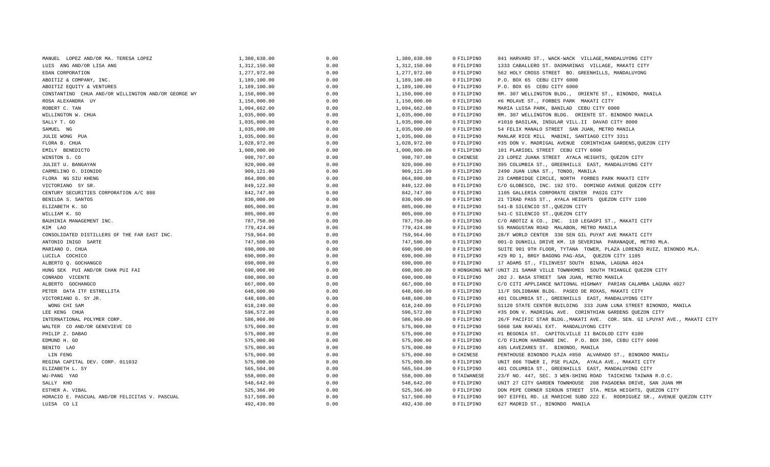| | | | | | |
|---|---|---|---|---|---|
| MANUEL LOPEZ AND/OR MA. TERESA LOPEZ | 1,380,638.00 | 0.00 | 1,380,638.00 | 0 FILIPINO | 841 HARVARD ST., WACK-WACK VILLAGE,MANDALUYONG CITY |
| LUIS ANG AND/OR LISA ANG | 1,312,150.00 | 0.00 | 1,312,150.00 | 0 FILIPINO | 1333 CABALLERO ST. DASMARINAS VILLAGE, MAKATI CITY |
| EDAN CORPORATION | 1,277,972.00 | 0.00 | 1,277,972.00 | 0 FILIPINO | 562 HOLY CROSS STREET BO. GREENHILLS, MANDALUYONG |
| ABOITIZ & COMPANY, INC. | 1,189,100.00 | 0.00 | 1,189,100.00 | 0 FILIPINO | P.O. BOX 65 CEBU CITY 6000 |
| ABOITIZ EQUITY & VENTURES | 1,189,100.00 | 0.00 | 1,189,100.00 | 0 FILIPINO | P.O. BOX 65 CEBU CITY 6000 |
| CONSTANTINO CHUA AND/OR WILLINGTON AND/OR GEORGE WY | 1,150,000.00 | 0.00 | 1,150,000.00 | 0 FILIPINO | RM. 307 WELLINGTON BLDG., ORIENTE ST., BINONDO, MANILA |
| ROSA ALEXANDRA UY | 1,150,000.00 | 0.00 | 1,150,000.00 | 0 FILIPINO | #6 MOLAVE ST., FORBES PARK MAKATI CITY |
| ROBERT C. TAN | 1,094,662.00 | 0.00 | 1,094,662.00 | 0 FILIPINO | MARIA LUISA PARK, BANILAD CEBU CITY 6000 |
| WILLINGTON W. CHUA | 1,035,000.00 | 0.00 | 1,035,000.00 | 0 FILIPINO | RM. 307 WELLINGTON BLDG. ORIENTE ST. BINONDO MANILA |
| SALLY T. GO | 1,035,000.00 | 0.00 | 1,035,000.00 | 0 FILIPINO | #1010 BASILAN, INSULAR VILL.II DAVAO CITY 8000 |
| SAMUEL NG | 1,035,000.00 | 0.00 | 1,035,000.00 | 0 FILIPINO | 54 FELIX MANALO STREET SAN JUAN, METRO MANILA |
| JULIE WONG PUA | 1,035,000.00 | 0.00 | 1,035,000.00 | 0 FILIPINO | MANLAR RICE MILL MABINI, SANTIAGO CITY 3311 |
| FLORA B. CHUA | 1,028,972.00 | 0.00 | 1,028,972.00 | 0 FILIPINO | #35 DON V. MADRIGAL AVENUE CORINTHIAN GARDENS,QUEZON CITY |
| EMILY BENEDICTO | 1,000,000.00 | 0.00 | 1,000,000.00 | 0 FILIPINO | 101 PLARIDEL STREET CEBU CITY 6000 |
| WINSTON S. CO | 998,707.00 | 0.00 | 998,707.00 | 0 CHINESE | 23 LOPEZ JUANA STREET AYALA HEIGHTS, QUEZON CITY |
| JULIET U. BANGAYAN | 920,000.00 | 0.00 | 920,000.00 | 0 FILIPINO | 395 COLUMBIA ST., GREENHILLS EAST, MANDALUYONG CITY |
| CARMELINO O. DIONIDO | 909,121.00 | 0.00 | 909,121.00 | 0 FILIPINO | 2490 JUAN LUNA ST., TONDO, MANILA |
| FLORA NG SIU KHENG | 864,800.00 | 0.00 | 864,800.00 | 0 FILIPINO | 23 CAMBRIDGE CIRCLE, NORTH FORBES PARK MAKATI CITY |
| VICTORIANO SY SR. | 849,122.00 | 0.00 | 849,122.00 | 0 FILIPINO | C/O GLOBESCO, INC. 192 STO. DOMINGO AVENUE QUEZON CITY |
| CENTURY SECURITIES CORPORATION A/C 888 | 842,747.00 | 0.00 | 842,747.00 | 0 FILIPINO | 1105 GALLERIA CORPORATE CENTER PASIG CITY |
| BENILDA S. SANTOS | 830,000.00 | 0.00 | 830,000.00 | 0 FILIPINO | 21 TIRAD PASS ST., AYALA HEIGHTS QUEZON CITY 1100 |
| ELIZABETH K. SO | 805,000.00 | 0.00 | 805,000.00 | 0 FILIPINO | 541-B SILENCIO ST.,QUEZON CITY |
| WILLIAM K. SO | 805,000.00 | 0.00 | 805,000.00 | 0 FILIPINO | 541-C SILENCIO ST.,QUEZON CITY |
| BAUHINIA MANAGEMENT INC. | 787,750.00 | 0.00 | 787,750.00 | 0 FILIPINO | C/O ABOTIZ & CO., INC. 110 LEGASPI ST., MAKATI CITY |
| KIM LAO | 779,424.00 | 0.00 | 779,424.00 | 0 FILIPINO | 55 MANGUSTAN ROAD MALABON, METRO MANILA |
| CONSOLIDATED DISTILLERS OF THE FAR EAST INC. | 759,964.00 | 0.00 | 759,964.00 | 0 FILIPINO | 28/F WORLD CENTER 330 SEN GIL PUYAT AVE MAKATI CITY |
| ANTONIO INIGO SARTE | 747,500.00 | 0.00 | 747,500.00 | 0 FILIPINO | 001-D DUNHILL DRIVE KM. 18 SEVERINA PARANAQUE, METRO MLA. |
| MARIANO O. CHUA | 690,000.00 | 0.00 | 690,000.00 | 0 FILIPINO | SUITE 901 9TH FLOOR, TYTANA TOWER, PLAZA LORENZO RUIZ, BINONDO MLA. |
| LUCILA COCHICO | 690,000.00 | 0.00 | 690,000.00 | 0 FILIPINO | #29 RD 1, BRGY BAGONG PAG-ASA, QUEZON CITY 1105 |
| ALBERTO Q. GOCHANGCO | 690,000.00 | 0.00 | 690,000.00 | 0 FILIPINO | 17 ADAMS ST., FILINVEST SOUTH BINAN, LAGUNA 4024 |
| HUNG SEK PUI AND/OR CHAN PUI FAI | 690,000.00 | 0.00 | 690,000.00 | 0 HONGKONG NAT | UNIT 21 SAMAR VILLE TOWNHOMES SOUTH TRIANGLE QUEZON CITY |
| CONRADO VICENTE | 690,000.00 | 0.00 | 690,000.00 | 0 FILIPINO | 202 J. BASA STREET SAN JUAN, METRO MANILA |
| ALBERTO GOCHANGCO | 667,000.00 | 0.00 | 667,000.00 | 0 FILIPINO | C/O CITI APPLIANCE NATIONAL HIGHWAY PARIAN CALAMBA LAGUNA 4027 |
| PETER DATA ITF ESTRELLITA | 648,600.00 | 0.00 | 648,600.00 | 0 FILIPINO | 11/F SOLIDBANK BLDG. PASEO DE ROXAS, MAKATI CITY |
| VICTORIANO G. SY JR. | 648,600.00 | 0.00 | 648,600.00 | 0 FILIPINO | 401 COLUMBIA ST., GREENHILLS EAST, MANDALUYONG CITY |
| WONG CHI SAM | 618,240.00 | 0.00 | 618,240.00 | 0 FILIPINO | S1120 STATE CENTER BUILDING 333 JUAN LUNA STREET BINONDO, MANILA |
| LEE KENG CHUA | 596,572.00 | 0.00 | 596,572.00 | 0 FILIPINO | #35 DON V. MADRIGAL AVE. CORINTHIAN GARDENS QUEZON CITY |
| INTERNATIONAL POLYMER CORP. | 586,960.00 | 0.00 | 586,960.00 | 0 FILIPINO | 26/F PACIFIC STAR BLDG.,MAKATI AVE. COR. SEN. GI LPUYAT AVE., MAKATI CITY |
| WALTER CO AND/OR GENEVIEVE CO | 575,000.00 | 0.00 | 575,000.00 | 0 FILIPINO | 5060 SAN RAFAEL EXT. MANDALUYONG CITY |
| PHILIP Z. DABAO | 575,000.00 | 0.00 | 575,000.00 | 0 FILIPINO | #1 BEGONIA ST. CAPITOLVILLE II BACOLOD CITY 6100 |
| EDMUND H. GO | 575,000.00 | 0.00 | 575,000.00 | 0 FILIPINO | C/O FILMON HARDWARE INC. P.O. BOX 390, CEBU CITY 6000 |
| BENITO LAO | 575,000.00 | 0.00 | 575,000.00 | 0 FILIPINO | 485 LAVEZARES ST. BINONDO, MANILA |
| LIN FENG | 575,000.00 | 0.00 | 575,000.00 | 0 CHINESE | PENTHOUSE BINONDO PLAZA #850 ALVARADO ST., BINONDO MANIL |
| REGINA CAPITAL DEV. CORP. 011032 | 575,000.00 | 0.00 | 575,000.00 | 0 FILIPINO | UNIT 806 TOWER I, PSE PLAZA, AYALA AVE., MAKATI CITY |
| ELIZABETH L. SY | 565,504.00 | 0.00 | 565,504.00 | 0 FILIPINO | 401 COLUMBIA ST., GREENHILLS EAST, MANDALUYONG CITY |
| WU-PANG YAO | 558,000.00 | 0.00 | 558,000.00 | 0 TAIWANESE | 23/F NO. 447, SEC. 3 WEN-SHING ROAD TAICHING TAIWAN R.O.C. |
| SALLY KHO | 548,642.00 | 0.00 | 548,642.00 | 0 FILIPINO | UNIT 27 CITY GARDEN TOWNHOUSE 208 PASADENA DRIVE, SAN JUAN MM |
| ESTHER A. VIBAL | 525,366.00 | 0.00 | 525,366.00 | 0 FILIPINO | DON PEPE CORNER SIROUN STREET STA. MESA HEIGHTS, QUEZON CITY |
| HORACIO E. PASCUAL AND/OR FELICITAS V. PASCUAL | 517,500.00 | 0.00 | 517,500.00 | 0 FILIPINO | 907 EIFFEL RD. LE MARICHE SUBD 222 E. RODRIGUEZ SR., AVENUE QUEZON CITY |
| LUISA CO LI | 492,430.00 | 0.00 | 492,430.00 | 0 FILIPINO | 627 MADRID ST., BINONDO MANILA |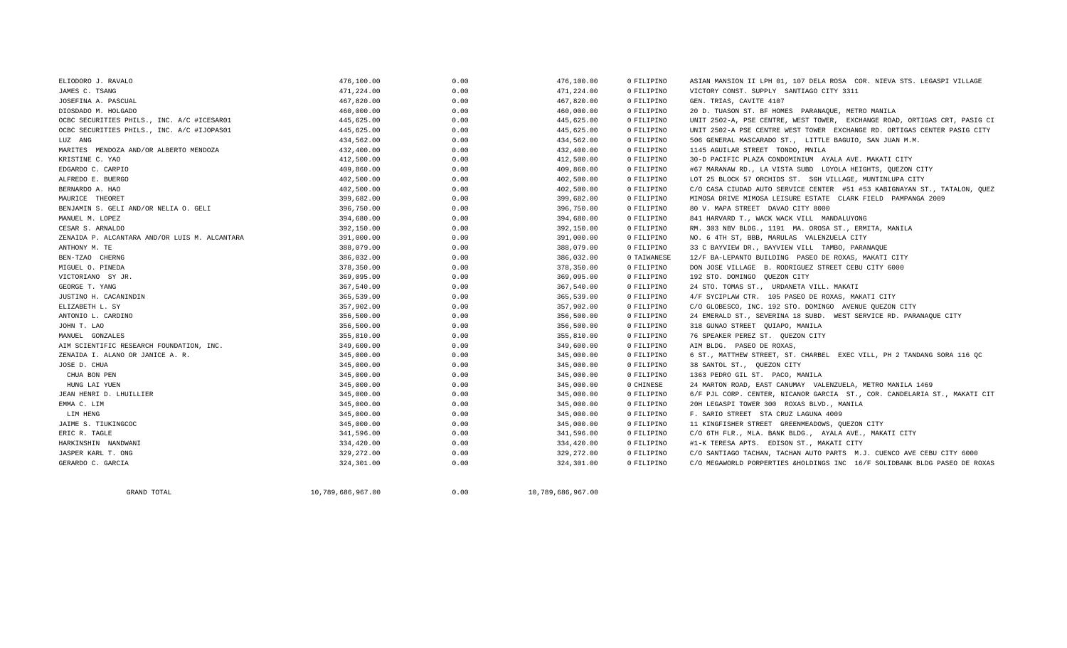| | | | | | |
|---|---|---|---|---|---|
| ELIODORO J. RAVALO | 476,100.00 | 0.00 | 476,100.00 | 0 FILIPINO | ASIAN MANSION II LPH 01, 107 DELA ROSA COR. NIEVA STS. LEGASPI VILLAGE |
| JAMES C. TSANG | 471,224.00 | 0.00 | 471,224.00 | 0 FILIPINO | VICTORY CONST. SUPPLY SANTIAGO CITY 3311 |
| JOSEFINA A. PASCUAL | 467,820.00 | 0.00 | 467,820.00 | 0 FILIPINO | GEN. TRIAS, CAVITE 4107 |
| DIOSDADO M. HOLGADO | 460,000.00 | 0.00 | 460,000.00 | 0 FILIPINO | 20 D. TUASON ST. BF HOMES PARANAQUE, METRO MANILA |
| OCBC SECURITIES PHILS., INC. A/C #ICESAR01 | 445,625.00 | 0.00 | 445,625.00 | 0 FILIPINO | UNIT 2502-A, PSE CENTRE, WEST TOWER, EXCHANGE ROAD, ORTIGAS CRT, PASIG CI |
| OCBC SECURITIES PHILS., INC. A/C #IJOPAS01 | 445,625.00 | 0.00 | 445,625.00 | 0 FILIPINO | UNIT 2502-A PSE CENTRE WEST TOWER EXCHANGE RD. ORTIGAS CENTER PASIG CITY |
| LUZ ANG | 434,562.00 | 0.00 | 434,562.00 | 0 FILIPINO | 506 GENERAL MASCARADO ST., LITTLE BAGUIO, SAN JUAN M.M. |
| MARITES MENDOZA AND/OR ALBERTO MENDOZA | 432,400.00 | 0.00 | 432,400.00 | 0 FILIPINO | 1145 AGUILAR STREET TONDO, MNILA |
| KRISTINE C. YAO | 412,500.00 | 0.00 | 412,500.00 | 0 FILIPINO | 30-D PACIFIC PLAZA CONDOMINIUM AYALA AVE. MAKATI CITY |
| EDGARDO C. CARPIO | 409,860.00 | 0.00 | 409,860.00 | 0 FILIPINO | #67 MARANAW RD., LA VISTA SUBD LOYOLA HEIGHTS, QUEZON CITY |
| ALFREDO E. BUERGO | 402,500.00 | 0.00 | 402,500.00 | 0 FILIPINO | LOT 25 BLOCK 57 ORCHIDS ST. SGH VILLAGE, MUNTINLUPA CITY |
| BERNARDO A. HAO | 402,500.00 | 0.00 | 402,500.00 | 0 FILIPINO | C/O CASA CIUDAD AUTO SERVICE CENTER #51 #53 KABIGNAYAN ST., TATALON, QUEZ |
| MAURICE THEORET | 399,682.00 | 0.00 | 399,682.00 | 0 FILIPINO | MIMOSA DRIVE MIMOSA LEISURE ESTATE CLARK FIELD PAMPANGA 2009 |
| BENJAMIN S. GELI AND/OR NELIA O. GELI | 396,750.00 | 0.00 | 396,750.00 | 0 FILIPINO | 80 V. MAPA STREET DAVAO CITY 8000 |
| MANUEL M. LOPEZ | 394,680.00 | 0.00 | 394,680.00 | 0 FILIPINO | 841 HARVARD T., WACK WACK VILL MANDALUYONG |
| CESAR S. ARNALDO | 392,150.00 | 0.00 | 392,150.00 | 0 FILIPINO | RM. 303 NBV BLDG., 1191 MA. OROSA ST., ERMITA, MANILA |
| ZENAIDA P. ALCANTARA AND/OR LUIS M. ALCANTARA | 391,000.00 | 0.00 | 391,000.00 | 0 FILIPINO | NO. 6 4TH ST, BBB, MARULAS VALENZUELA CITY |
| ANTHONY M. TE | 388,079.00 | 0.00 | 388,079.00 | 0 FILIPINO | 33 C BAYVIEW DR., BAYVIEW VILL TAMBO, PARANAQUE |
| BEN-TZAO CHERNG | 386,032.00 | 0.00 | 386,032.00 | 0 TAIWANESE | 12/F BA-LEPANTO BUILDING PASEO DE ROXAS, MAKATI CITY |
| MIGUEL O. PINEDA | 378,350.00 | 0.00 | 378,350.00 | 0 FILIPINO | DON JOSE VILLAGE B. RODRIGUEZ STREET CEBU CITY 6000 |
| VICTORIANO SY JR. | 369,095.00 | 0.00 | 369,095.00 | 0 FILIPINO | 192 STO. DOMINGO QUEZON CITY |
| GEORGE T. YANG | 367,540.00 | 0.00 | 367,540.00 | 0 FILIPINO | 24 STO. TOMAS ST., URDANETA VILL. MAKATI |
| JUSTINO H. CACANINDIN | 365,539.00 | 0.00 | 365,539.00 | 0 FILIPINO | 4/F SYCIPLAW CTR. 105 PASEO DE ROXAS, MAKATI CITY |
| ELIZABETH L. SY | 357,902.00 | 0.00 | 357,902.00 | 0 FILIPINO | C/O GLOBESCO, INC. 192 STO. DOMINGO AVENUE QUEZON CITY |
| ANTONIO L. CARDINO | 356,500.00 | 0.00 | 356,500.00 | 0 FILIPINO | 24 EMERALD ST., SEVERINA 18 SUBD. WEST SERVICE RD. PARANAQUE CITY |
| JOHN T. LAO | 356,500.00 | 0.00 | 356,500.00 | 0 FILIPINO | 318 GUNAO STREET QUIAPO, MANILA |
| MANUEL GONZALES | 355,810.00 | 0.00 | 355,810.00 | 0 FILIPINO | 76 SPEAKER PEREZ ST. QUEZON CITY |
| AIM SCIENTIFIC RESEARCH FOUNDATION, INC. | 349,600.00 | 0.00 | 349,600.00 | 0 FILIPINO | AIM BLDG. PASEO DE ROXAS, |
| ZENAIDA I. ALANO OR JANICE A. R. | 345,000.00 | 0.00 | 345,000.00 | 0 FILIPINO | 6 ST., MATTHEW STREET, ST. CHARBEL EXEC VILL, PH 2 TANDANG SORA 116 QC |
| JOSE D. CHUA | 345,000.00 | 0.00 | 345,000.00 | 0 FILIPINO | 38 SANTOL ST., QUEZON CITY |
| CHUA BON PEN | 345,000.00 | 0.00 | 345,000.00 | 0 FILIPINO | 1363 PEDRO GIL ST. PACO, MANILA |
| HUNG LAI YUEN | 345,000.00 | 0.00 | 345,000.00 | 0 CHINESE | 24 MARTON ROAD, EAST CANUMAY VALENZUELA, METRO MANILA 1469 |
| JEAN HENRI D. LHUILLIER | 345,000.00 | 0.00 | 345,000.00 | 0 FILIPINO | 6/F PJL CORP. CENTER, NICANOR GARCIA ST., COR. CANDELARIA ST., MAKATI CIT |
| EMMA C. LIM | 345,000.00 | 0.00 | 345,000.00 | 0 FILIPINO | 20H LEGASPI TOWER 300 ROXAS BLVD., MANILA |
| LIM HENG | 345,000.00 | 0.00 | 345,000.00 | 0 FILIPINO | F. SARIO STREET STA CRUZ LAGUNA 4009 |
| JAIME S. TIUKINGCOC | 345,000.00 | 0.00 | 345,000.00 | 0 FILIPINO | 11 KINGFISHER STREET GREENMEADOWS, QUEZON CITY |
| ERIC R. TAGLE | 341,596.00 | 0.00 | 341,596.00 | 0 FILIPINO | C/O 6TH FLR., MLA. BANK BLDG., AYALA AVE., MAKATI CITY |
| HARKINSHIN NANDWANI | 334,420.00 | 0.00 | 334,420.00 | 0 FILIPINO | #1-K TERESA APTS. EDISON ST., MAKATI CITY |
| JASPER KARL T. ONG | 329,272.00 | 0.00 | 329,272.00 | 0 FILIPINO | C/O SANTIAGO TACHAN, TACHAN AUTO PARTS M.J. CUENCO AVE CEBU CITY 6000 |
| GERARDO C. GARCIA | 324,301.00 | 0.00 | 324,301.00 | 0 FILIPINO | C/O MEGAWORLD PORPERTIES &HOLDINGS INC 16/F SOLIDBANK BLDG PASEO DE ROXAS |
| GRAND TOTAL | 10,789,686,967.00 | 0.00 | 10,789,686,967.00 | | |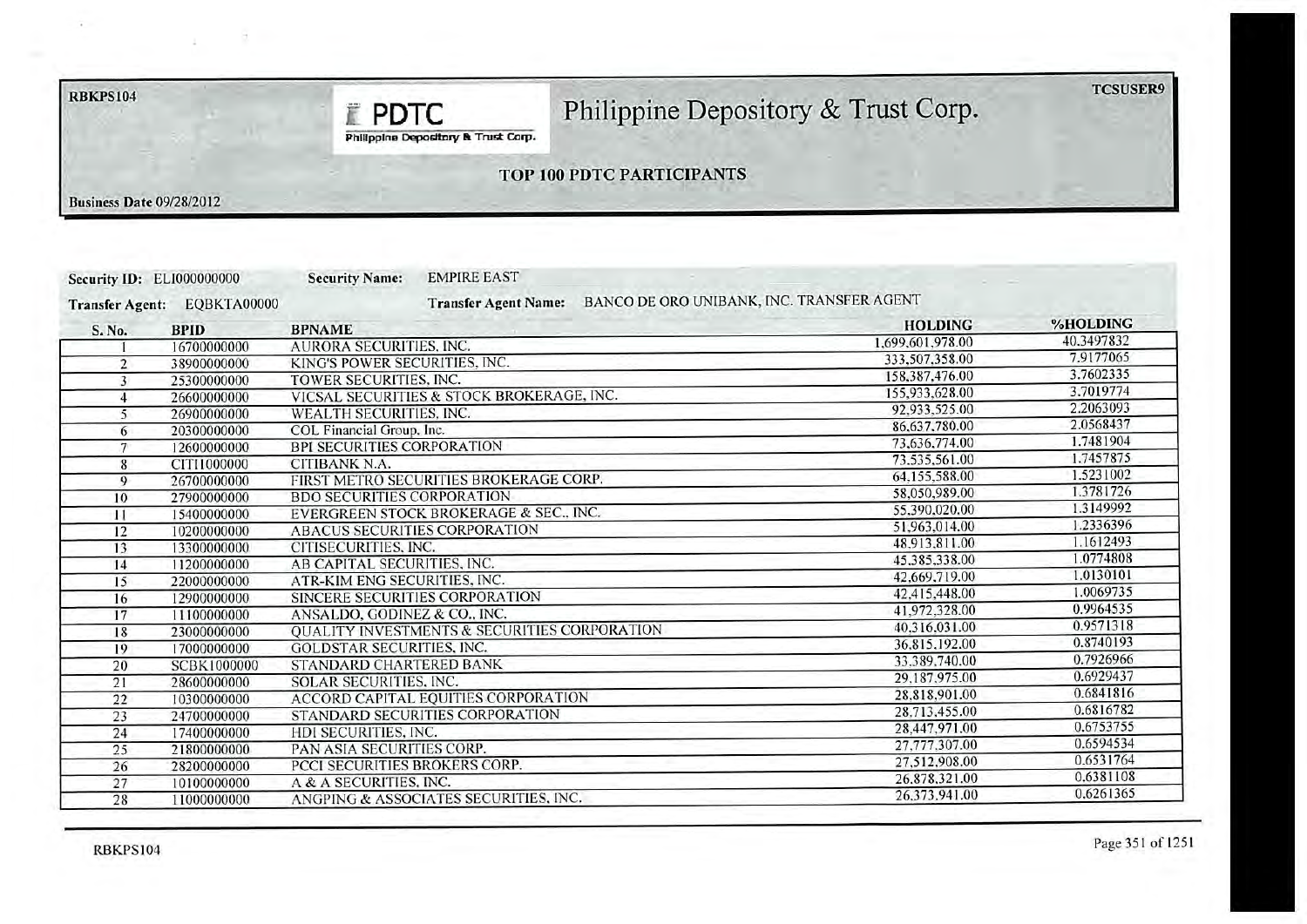**Philippine Depository & Trust Corp.**

## TOP 100 PDTC PARTICIPANTS

**Business Date** 09/28/2012

**Security ID:** ELI000000000 **Security Name:** EMPIRE EAST

**Transfer Agent:** EQBKTA00000 **Transfer Agent Name:** BANCO DE ORO UNIBANK, INC. TRANSFER AGENT

| S. No. | BPID | BPNAME | HOLDING | %HOLDING |
|---|---|---|---|---|
| 1 | 16700000000 | AURORA SECURITIES, INC. | 1,699,601,978.00 | 40.3497832 |
| 2 | 38900000000 | KING'S POWER SECURITIES, INC. | 333,507,358.00 | 7.9177065 |
| 3 | 25300000000 | TOWER SECURITIES, INC. | 158,387,476.00 | 3.7602335 |
| 4 | 26600000000 | VICSAL SECURITIES & STOCK BROKERAGE, INC. | 155,933,628.00 | 3.7019774 |
| 5 | 26900000000 | WEALTH SECURITIES, INC. | 92,933,525.00 | 2.2063093 |
| 6 | 20300000000 | COL Financial Group, Inc. | 86,637,780.00 | 2.0568437 |
| 7 | 12600000000 | BPI SECURITIES CORPORATION | 73,636,774.00 | 1.7481904 |
| 8 | CITI1000000 | CITIBANK N.A. | 73,535,561.00 | 1.7457875 |
| 9 | 26700000000 | FIRST METRO SECURITIES BROKERAGE CORP. | 64,155,588.00 | 1.5231002 |
| 10 | 27900000000 | BDO SECURITIES CORPORATION | 58,050,989.00 | 1.3781726 |
| 11 | 15400000000 | EVERGREEN STOCK BROKERAGE & SEC., INC. | 55,390,020.00 | 1.3149992 |
| 12 | 10200000000 | ABACUS SECURITIES CORPORATION | 51,963,014.00 | 1.2336396 |
| 13 | 13300000000 | CITISECURITIES, INC. | 48,913,811.00 | 1.1612493 |
| 14 | 11200000000 | AB CAPITAL SECURITIES, INC. | 45,385,338.00 | 1.0774808 |
| 15 | 22000000000 | ATR-KIM ENG SECURITIES, INC. | 42,669,719.00 | 1.0130101 |
| 16 | 12900000000 | SINCERE SECURITIES CORPORATION | 42,415,448.00 | 1.0069735 |
| 17 | 11100000000 | ANSALDO, GODINEZ & CO., INC. | 41,972,328.00 | 0.9964535 |
| 18 | 23000000000 | QUALITY INVESTMENTS & SECURITIES CORPORATION | 40,316,031.00 | 0.9571318 |
| 19 | 17000000000 | GOLDSTAR SECURITIES, INC. | 36,815,192.00 | 0.8740193 |
| 20 | SCBK1000000 | STANDARD CHARTERED BANK | 33,389,740.00 | 0.7926966 |
| 21 | 28600000000 | SOLAR SECURITIES, INC. | 29,187,975.00 | 0.6929437 |
| 22 | 10300000000 | ACCORD CAPITAL EQUITIES CORPORATION | 28,818,901.00 | 0.6841816 |
| 23 | 24700000000 | STANDARD SECURITIES CORPORATION | 28,713,455.00 | 0.6816782 |
| 24 | 17400000000 | HDI SECURITIES, INC. | 28,447,971.00 | 0.6753755 |
| 25 | 21800000000 | PAN ASIA SECURITIES CORP. | 27,777,307.00 | 0.6594534 |
| 26 | 28200000000 | PCCI SECURITIES BROKERS CORP. | 27,512,908.00 | 0.6531764 |
| 27 | 10100000000 | A & A SECURITIES, INC. | 26,878,321.00 | 0.6381108 |
| 28 | 11000000000 | ANGPING & ASSOCIATES SECURITIES, INC. | 26,373,941.00 | 0.6261365 |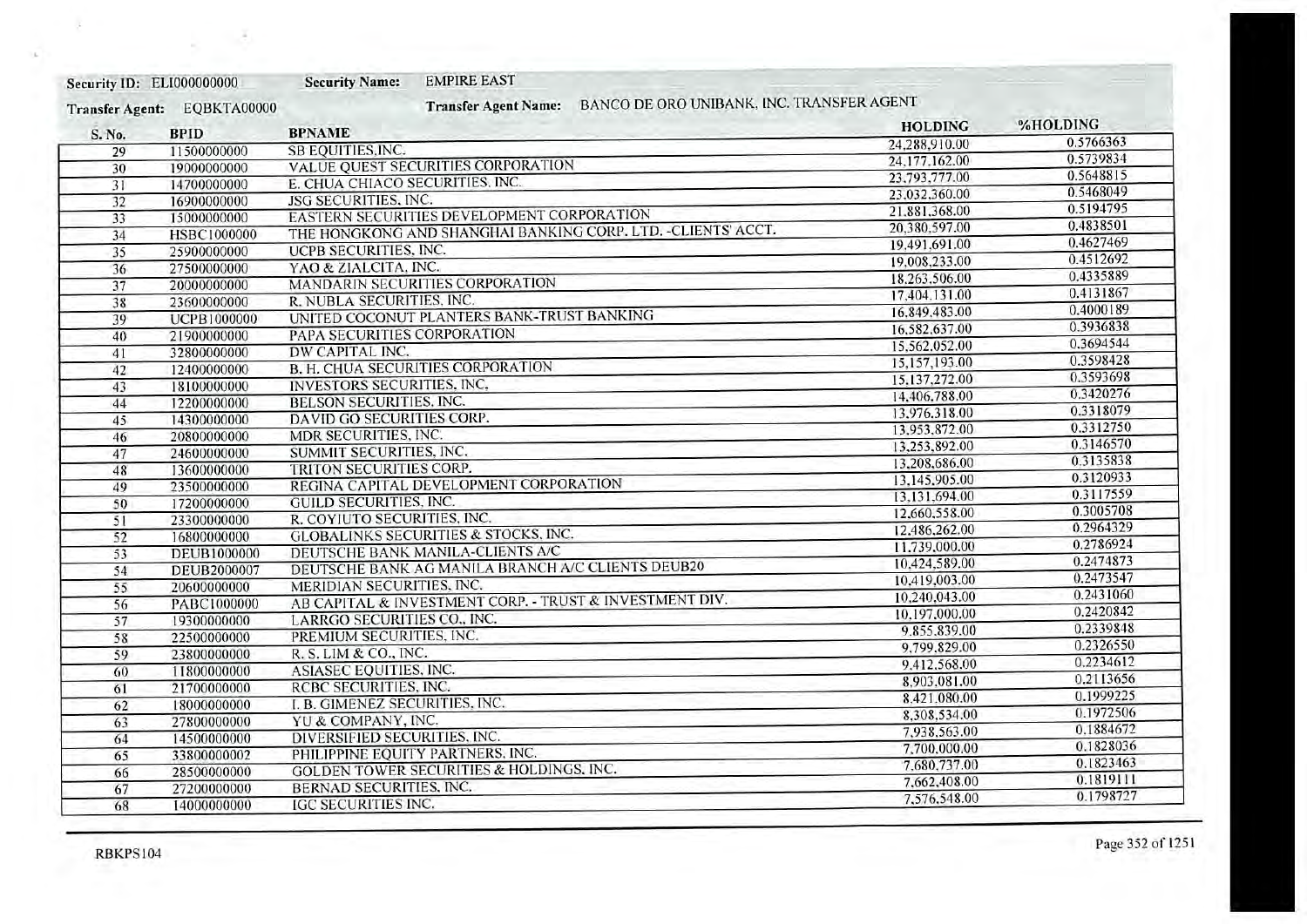Security ID: ELI000000000 **Security Name:** EMPIRE EAST

Transfer Agent: EQBKTA00000 **Transfer Agent Name:** BANCO DE ORO UNIBANK, INC. TRANSFER AGENT

| S. No. | BPID | BPNAME | HOLDING | %HOLDING |
|---|---|---|---|---|
| 29 | 11500000000 | SB EQUITIES,INC. | 24,288,910.00 | 0.5766363 |
| 30 | 19000000000 | VALUE QUEST SECURITIES CORPORATION | 24,177,162.00 | 0.5739834 |
| 31 | 14700000000 | E. CHUA CHIACO SECURITIES, INC. | 23,793,777.00 | 0.5648815 |
| 32 | 16900000000 | JSG SECURITIES, INC. | 23,032,360.00 | 0.5468049 |
| 33 | 15000000000 | EASTERN SECURITIES DEVELOPMENT CORPORATION | 21,881,368.00 | 0.5194795 |
| 34 | HSBC1000000 | THE HONGKONG AND SHANGHAI BANKING CORP. LTD. -CLIENTS' ACCT. | 20,380,597.00 | 0.4838501 |
| 35 | 25900000000 | UCPB SECURITIES, INC. | 19,491,691.00 | 0.4627469 |
| 36 | 27500000000 | YAO & ZIALCITA, INC. | 19,008,233.00 | 0.4512692 |
| 37 | 20000000000 | MANDARIN SECURITIES CORPORATION | 18,263,506.00 | 0.4335889 |
| 38 | 23600000000 | R. NUBLA SECURITIES, INC. | 17,404,131.00 | 0.4131867 |
| 39 | UCPB1000000 | UNITED COCONUT PLANTERS BANK-TRUST BANKING | 16,849,483.00 | 0.4000189 |
| 40 | 21900000000 | PAPA SECURITIES CORPORATION | 16,582,637.00 | 0.3936838 |
| 41 | 32800000000 | DW CAPITAL INC. | 15,562,052.00 | 0.3694544 |
| 42 | 12400000000 | B. H. CHUA SECURITIES CORPORATION | 15,157,193.00 | 0.3598428 |
| 43 | 18100000000 | INVESTORS SECURITIES, INC, | 15,137,272.00 | 0.3593698 |
| 44 | 12200000000 | BELSON SECURITIES, INC. | 14,406,788.00 | 0.3420276 |
| 45 | 14300000000 | DAVID GO SECURITIES CORP. | 13,976,318.00 | 0.3318079 |
| 46 | 20800000000 | MDR SECURITIES, INC. | 13,953,872.00 | 0.3312750 |
| 47 | 24600000000 | SUMMIT SECURITIES, INC. | 13,253,892.00 | 0.3146570 |
| 48 | 13600000000 | TRITON SECURITIES CORP. | 13,208,686.00 | 0.3135838 |
| 49 | 23500000000 | REGINA CAPITAL DEVELOPMENT CORPORATION | 13,145,905.00 | 0.3120933 |
| 50 | 17200000000 | GUILD SECURITIES, INC. | 13,131,694.00 | 0.3117559 |
| 51 | 23300000000 | R. COYIUTO SECURITIES, INC. | 12,660,558.00 | 0.3005708 |
| 52 | 16800000000 | GLOBALINKS SECURITIES & STOCKS, INC. | 12,486,262.00 | 0.2964329 |
| 53 | DEUB1000000 | DEUTSCHE BANK MANILA-CLIENTS A/C | 11,739,000.00 | 0.2786924 |
| 54 | DEUB2000007 | DEUTSCHE BANK AG MANILA BRANCH A/C CLIENTS DEUB20 | 10,424,589.00 | 0.2474873 |
| 55 | 20600000000 | MERIDIAN SECURITIES, INC. | 10,419,003.00 | 0.2473547 |
| 56 | PABC1000000 | AB CAPITAL & INVESTMENT CORP. - TRUST & INVESTMENT DIV. | 10,240,043.00 | 0.2431060 |
| 57 | 19300000000 | LARRGO SECURITIES CO., INC. | 10,197,000.00 | 0.2420842 |
| 58 | 22500000000 | PREMIUM SECURITIES, INC. | 9,855,839.00 | 0.2339848 |
| 59 | 23800000000 | R. S. LIM & CO., INC. | 9,799,829.00 | 0.2326550 |
| 60 | 11800000000 | ASIASEC EQUITIES, INC. | 9,412,568.00 | 0.2234612 |
| 61 | 21700000000 | RCBC SECURITIES, INC. | 8,903,081.00 | 0.2113656 |
| 62 | 18000000000 | I. B. GIMENEZ SECURITIES, INC. | 8,421,080.00 | 0.1999225 |
| 63 | 27800000000 | YU & COMPANY, INC. | 8,308,534.00 | 0.1972506 |
| 64 | 14500000000 | DIVERSIFIED SECURITIES, INC. | 7,938,563.00 | 0.1884672 |
| 65 | 33800000002 | PHILIPPINE EQUITY PARTNERS, INC. | 7,700,000.00 | 0.1828036 |
| 66 | 28500000000 | GOLDEN TOWER SECURITIES & HOLDINGS, INC. | 7,680,737.00 | 0.1823463 |
| 67 | 27200000000 | BERNAD SECURITIES, INC. | 7,662,408.00 | 0.1819111 |
| 68 | 14000000000 | IGC SECURITIES INC. | 7,576,548.00 | 0.1798727 |

RBKPS104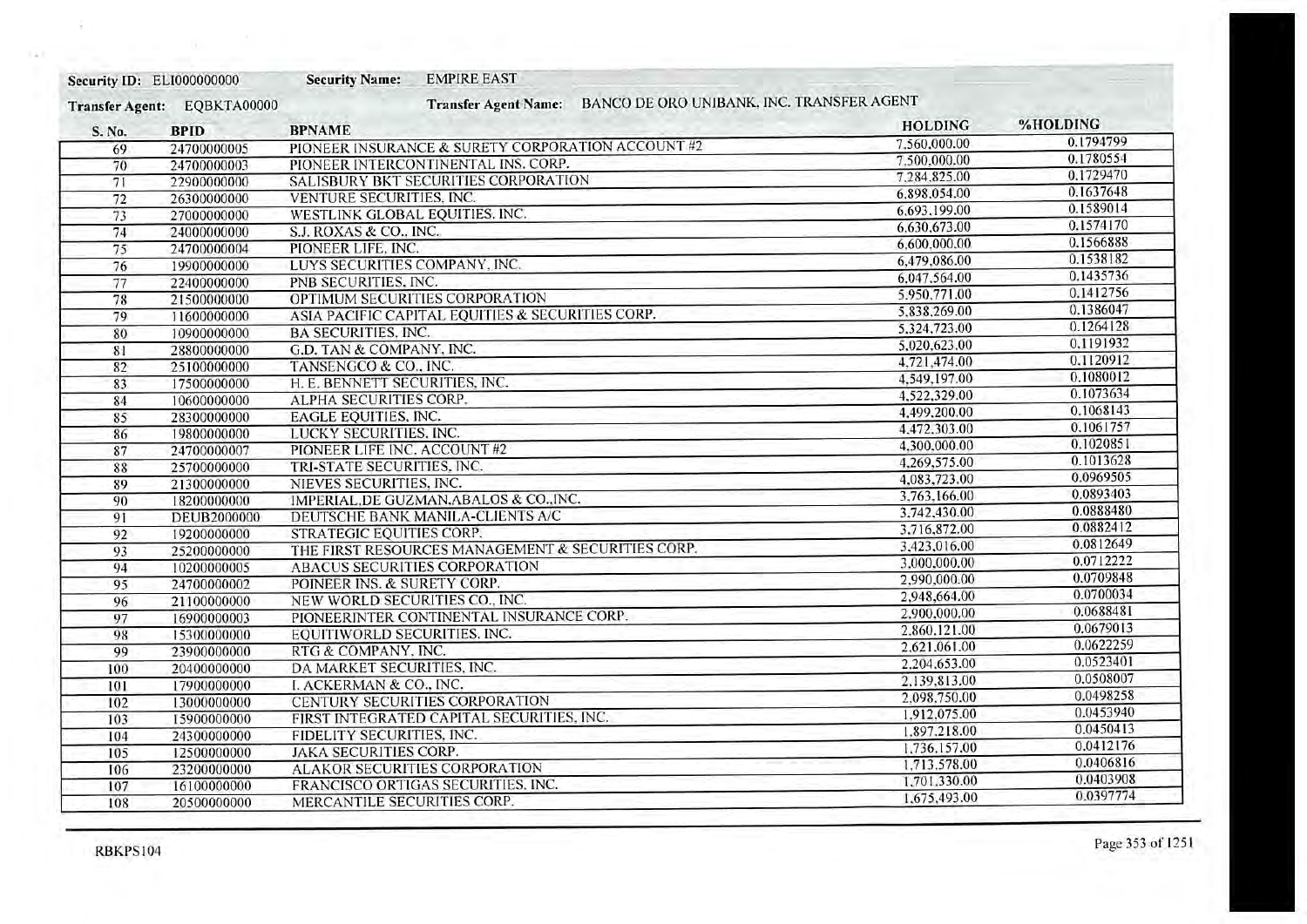**Security ID:** ELI000000000 **Security Name:** EMPIRE EAST

**Transfer Agent:** EQBKTA00000 **Transfer Agent Name:** BANCO DE ORO UNIBANK, INC. TRANSFER AGENT

| S. No. | BPID | BPNAME | HOLDING | %HOLDING |
|---|---|---|---|---|
| 69 | 24700000005 | PIONEER INSURANCE & SURETY CORPORATION ACCOUNT #2 | 7,560,000.00 | 0.1794799 |
| 70 | 24700000003 | PIONEER INTERCONTINENTAL INS. CORP. | 7,500,000.00 | 0.1780554 |
| 71 | 22900000000 | SALISBURY BKT SECURITIES CORPORATION | 7,284,825.00 | 0.1729470 |
| 72 | 26300000000 | VENTURE SECURITIES, INC. | 6,898,054.00 | 0.1637648 |
| 73 | 27000000000 | WESTLINK GLOBAL EQUITIES, INC. | 6,693,199.00 | 0.1589014 |
| 74 | 24000000000 | S.J. ROXAS & CO., INC. | 6,630,673.00 | 0.1574170 |
| 75 | 24700000004 | PIONEER LIFE, INC. | 6,600,000.00 | 0.1566888 |
| 76 | 19900000000 | LUYS SECURITIES COMPANY, INC. | 6,479,086.00 | 0.1538182 |
| 77 | 22400000000 | PNB SECURITIES, INC. | 6,047,564.00 | 0.1435736 |
| 78 | 21500000000 | OPTIMUM SECURITIES CORPORATION | 5,950,771.00 | 0.1412756 |
| 79 | 11600000000 | ASIA PACIFIC CAPITAL EQUITIES & SECURITIES CORP. | 5,838,269.00 | 0.1386047 |
| 80 | 10900000000 | BA SECURITIES, INC. | 5,324,723.00 | 0.1264128 |
| 81 | 28800000000 | G.D. TAN & COMPANY, INC. | 5,020,623.00 | 0.1191932 |
| 82 | 25100000000 | TANSENGCO & CO., INC. | 4,721,474.00 | 0.1120912 |
| 83 | 17500000000 | H. E. BENNETT SECURITIES, INC. | 4,549,197.00 | 0.1080012 |
| 84 | 10600000000 | ALPHA SECURITIES CORP. | 4,522,329.00 | 0.1073634 |
| 85 | 28300000000 | EAGLE EQUITIES, INC. | 4,499,200.00 | 0.1068143 |
| 86 | 19800000000 | LUCKY SECURITIES, INC. | 4,472,303.00 | 0.1061757 |
| 87 | 24700000007 | PIONEER LIFE INC. ACCOUNT #2 | 4,300,000.00 | 0.1020851 |
| 88 | 25700000000 | TRI-STATE SECURITIES, INC. | 4,269,575.00 | 0.1013628 |
| 89 | 21300000000 | NIEVES SECURITIES, INC. | 4,083,723.00 | 0.0969505 |
| 90 | 18200000000 | IMPERIAL,DE GUZMAN,ABALOS & CO.,INC. | 3,763,166.00 | 0.0893403 |
| 91 | DEUB2000000 | DEUTSCHE BANK MANILA-CLIENTS A/C | 3,742,430.00 | 0.0888480 |
| 92 | 19200000000 | STRATEGIC EQUITIES CORP. | 3,716,872.00 | 0.0882412 |
| 93 | 25200000000 | THE FIRST RESOURCES MANAGEMENT & SECURITIES CORP. | 3,423,016.00 | 0.0812649 |
| 94 | 10200000005 | ABACUS SECURITIES CORPORATION | 3,000,000.00 | 0.0712222 |
| 95 | 24700000002 | POINEER INS. & SURETY CORP. | 2,990,000.00 | 0.0709848 |
| 96 | 21100000000 | NEW WORLD SECURITIES CO., INC. | 2,948,664.00 | 0.0700034 |
| 97 | 16900000003 | PIONEERINTER CONTINENTAL INSURANCE CORP. | 2,900,000.00 | 0.0688481 |
| 98 | 15300000000 | EQUITIWORLD SECURITIES, INC. | 2,860,121.00 | 0.0679013 |
| 99 | 23900000000 | RTG & COMPANY, INC. | 2,621,061.00 | 0.0622259 |
| 100 | 20400000000 | DA MARKET SECURITIES, INC. | 2,204,653.00 | 0.0523401 |
| 101 | 17900000000 | I. ACKERMAN & CO., INC. | 2,139,813.00 | 0.0508007 |
| 102 | 13000000000 | CENTURY SECURITIES CORPORATION | 2,098,750.00 | 0.0498258 |
| 103 | 15900000000 | FIRST INTEGRATED CAPITAL SECURITIES, INC. | 1,912,075.00 | 0.0453940 |
| 104 | 24300000000 | FIDELITY SECURITIES, INC. | 1,897,218.00 | 0.0450413 |
| 105 | 12500000000 | JAKA SECURITIES CORP. | 1,736,157.00 | 0.0412176 |
| 106 | 23200000000 | ALAKOR SECURITIES CORPORATION | 1,713,578.00 | 0.0406816 |
| 107 | 16100000000 | FRANCISCO ORTIGAS SECURITIES, INC. | 1,701,330.00 | 0.0403908 |
| 108 | 20500000000 | MERCANTILE SECURITIES CORP. | 1,675,493.00 | 0.0397774 |

RBKPS104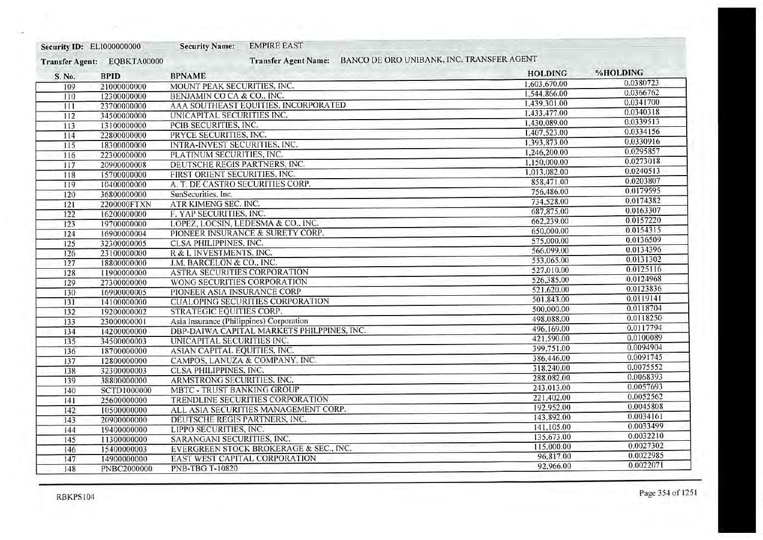**Security ID:** EL1000000000 **Security Name:** EMPIRE EAST

**Transfer Agent:** EQBKTA00000 **Transfer Agent Name:** BANCO DE ORO UNIBANK, INC. TRANSFER AGENT

| S. No. | BPID | BPNAME | HOLDING | %HOLDING |
|---|---|---|---|---|
| 109 | 21000000000 | MOUNT PEAK SECURITIES, INC. | 1,603,670.00 | 0.0380723 |
| 110 | 12300000000 | BENJAMIN CO CA & CO., INC. | 1,544,866.00 | 0.0366762 |
| 111 | 23700000000 | AAA SOUTHEAST EQUITIES, INCORPORATED | 1,439,301.00 | 0.0341700 |
| 112 | 34500000000 | UNICAPITAL SECURITIES INC. | 1,433,477.00 | 0.0340318 |
| 113 | 13100000000 | PCIB SECURITIES, INC. | 1,430,089.00 | 0.0339513 |
| 114 | 22800000000 | PRYCE SECURITIES, INC. | 1,407,523.00 | 0.0334156 |
| 115 | 18300000000 | INTRA-INVEST SECURITIES, INC. | 1,393,873.00 | 0.0330916 |
| 116 | 22300000000 | PLATINUM SECURITIES, INC. | 1,246,200.00 | 0.0295857 |
| 117 | 20900000008 | DEUTSCHE REGIS PARTNERS, INC. | 1,150,000.00 | 0.0273018 |
| 118 | 15700000000 | FIRST ORIENT SECURITIES, INC. | 1,013,082.00 | 0.0240513 |
| 119 | 10400000000 | A. T. DE CASTRO SECURITIES CORP. | 858,471.00 | 0.0203807 |
| 120 | 36800000000 | SunSecurities, Inc. | 756,486.00 | 0.0179595 |
| 121 | 2200000FTXN | ATR KIMENG SEC. INC. | 734,528.00 | 0.0174382 |
| 122 | 16200000000 | F. YAP SECURITIES, INC. | 687,875.00 | 0.0163307 |
| 123 | 19700000000 | LOPEZ, LOCSIN, LEDESMA & CO., INC. | 662,239.00 | 0.0157220 |
| 124 | 16900000004 | PIONEER INSURANCE & SURETY CORP. | 650,000.00 | 0.0154315 |
| 125 | 32300000005 | CLSA PHILIPPINES, INC. | 575,000.00 | 0.0136509 |
| 126 | 23100000000 | R & L INVESTMENTS, INC. | 566,099.00 | 0.0134396 |
| 127 | 18800000000 | J.M. BARCELON & CO., INC. | 553,065.00 | 0.0131302 |
| 128 | 11900000000 | ASTRA SECURITIES CORPORATION | 527,010.00 | 0.0125116 |
| 129 | 27300000000 | WONG SECURITIES CORPORATION | 526,385.00 | 0.0124968 |
| 130 | 16900000005 | PIONEER ASIA INSURANCE CORP | 521,620.00 | 0.0123836 |
| 131 | 14100000000 | CUALOPING SECURITIES CORPORATION | 501,843.00 | 0.0119141 |
| 132 | 19200000002 | STRATEGIC EQUITIES CORP. | 500,000.00 | 0.0118704 |
| 133 | 23000000001 | Asia Insurance (Philippines) Corporation | 498,088.00 | 0.0118250 |
| 134 | 14200000000 | DBP-DAIWA CAPITAL MARKETS PHILPPINES, INC. | 496,169.00 | 0.0117794 |
| 135 | 34500000003 | UNICAPITAL SECURITIES INC. | 421,590.00 | 0.0100089 |
| 136 | 18700000000 | ASIAN CAPITAL EQUITIES, INC. | 399,751.00 | 0.0094904 |
| 137 | 12800000000 | CAMPOS, LANUZA & COMPANY, INC. | 386,446.00 | 0.0091745 |
| 138 | 32300000003 | CLSA PHILIPPINES, INC. | 318,240.00 | 0.0075552 |
| 139 | 38800000000 | ARMSTRONG SECURITIES, INC. | 288,082.00 | 0.0068393 |
| 140 | SCTD1000000 | MBTC - TRUST BANKING GROUP | 243,013.00 | 0.0057693 |
| 141 | 25600000000 | TRENDLINE SECURITIES CORPORATION | 221,402.00 | 0.0052562 |
| 142 | 10500000000 | ALL ASIA SECURITIES MANAGEMENT CORP. | 192,952.00 | 0.0045808 |
| 143 | 20900000000 | DEUTSCHE REGIS PARTNERS, INC. | 143,892.00 | 0.0034161 |
| 144 | 19400000000 | LIPPO SECURITIES, INC. | 141,105.00 | 0.0033499 |
| 145 | 11300000000 | SARANGANI SECURITIES, INC. | 135,673.00 | 0.0032210 |
| 146 | 15400000003 | EVERGREEN STOCK BROKERAGE & SEC., INC. | 115,000.00 | 0.0027302 |
| 147 | 14900000000 | EAST WEST CAPITAL CORPORATION | 96,817.00 | 0.0022985 |
| 148 | PNBC2000000 | PNB-TBG T-10820 | 92,966.00 | 0.0022071 |

RBKPS104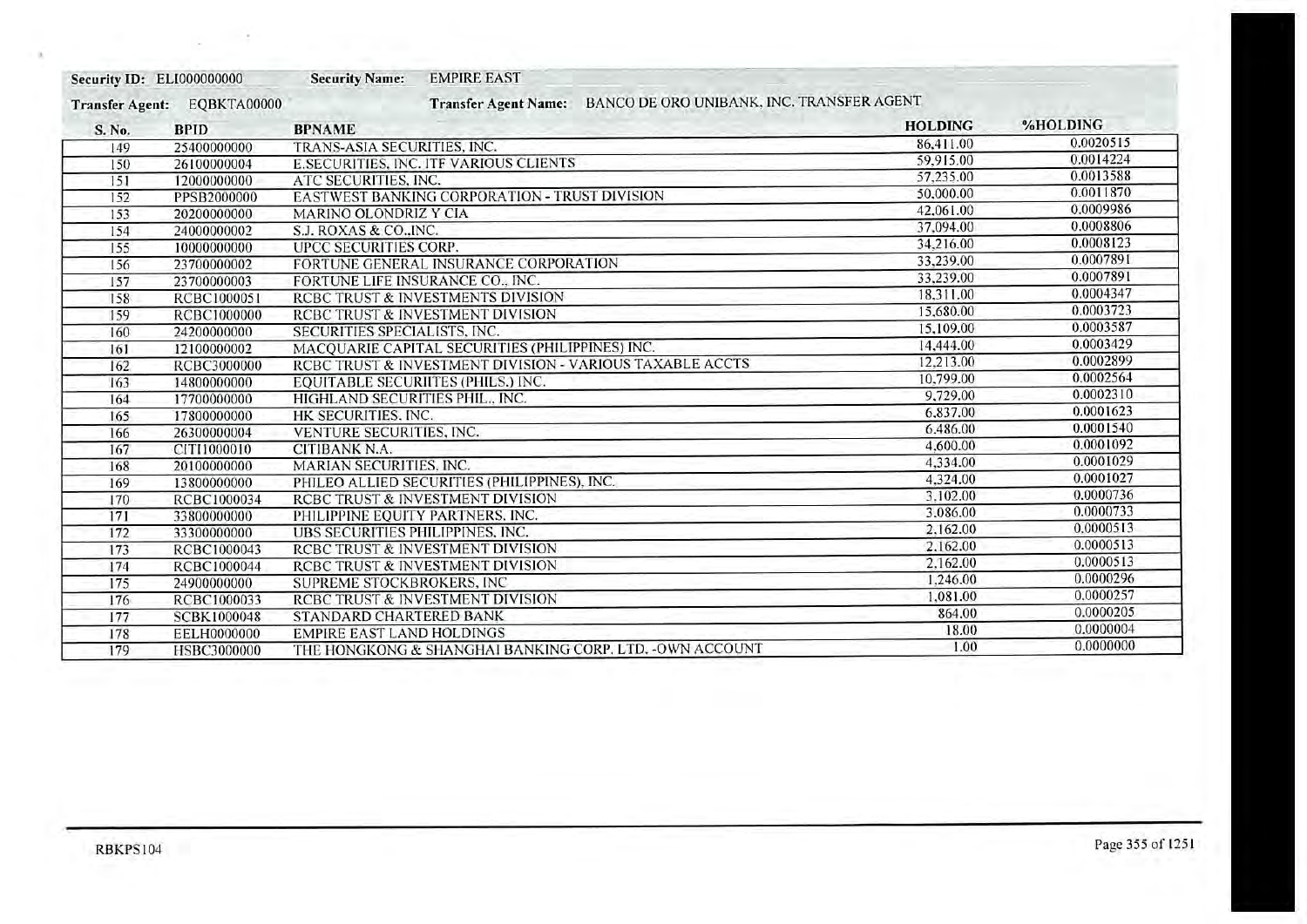**Security ID:** ELI000000000 **Security Name:** EMPIRE EAST

**Transfer Agent:** EQBKTA00000 **Transfer Agent Name:** BANCO DE ORO UNIBANK, INC. TRANSFER AGENT

| S. No. | BPID | BPNAME | HOLDING | %HOLDING |
|---|---|---|---|---|
| 149 | 25400000000 | TRANS-ASIA SECURITIES, INC. | 86,411.00 | 0.0020515 |
| 150 | 26100000004 | E.SECURITIES, INC. ITF VARIOUS CLIENTS | 59,915.00 | 0.0014224 |
| 151 | 12000000000 | ATC SECURITIES, INC. | 57,235.00 | 0.0013588 |
| 152 | PPSB2000000 | EASTWEST BANKING CORPORATION - TRUST DIVISION | 50,000.00 | 0.0011870 |
| 153 | 20200000000 | MARINO OLONDRIZ Y CIA | 42,061.00 | 0.0009986 |
| 154 | 24000000002 | S.J. ROXAS & CO.,INC. | 37,094.00 | 0.0008806 |
| 155 | 10000000000 | UPCC SECURITIES CORP. | 34,216.00 | 0.0008123 |
| 156 | 23700000002 | FORTUNE GENERAL INSURANCE CORPORATION | 33,239.00 | 0.0007891 |
| 157 | 23700000003 | FORTUNE LIFE INSURANCE CO., INC. | 33,239.00 | 0.0007891 |
| 158 | RCBC1000051 | RCBC TRUST & INVESTMENTS DIVISION | 18,311.00 | 0.0004347 |
| 159 | RCBC1000000 | RCBC TRUST & INVESTMENT DIVISION | 15,680.00 | 0.0003723 |
| 160 | 24200000000 | SECURITIES SPECIALISTS, INC. | 15,109.00 | 0.0003587 |
| 161 | 12100000002 | MACQUARIE CAPITAL SECURITIES (PHILIPPINES) INC. | 14,444.00 | 0.0003429 |
| 162 | RCBC3000000 | RCBC TRUST & INVESTMENT DIVISION - VARIOUS TAXABLE ACCTS | 12,213.00 | 0.0002899 |
| 163 | 14800000000 | EQUITABLE SECURIITES (PHILS.) INC. | 10,799.00 | 0.0002564 |
| 164 | 17700000000 | HIGHLAND SECURITIES PHIL., INC. | 9,729.00 | 0.0002310 |
| 165 | 17800000000 | HK SECURITIES, INC. | 6,837.00 | 0.0001623 |
| 166 | 26300000004 | VENTURE SECURITIES, INC. | 6,486.00 | 0.0001540 |
| 167 | CITI1000010 | CITIBANK N.A. | 4,600.00 | 0.0001092 |
| 168 | 20100000000 | MARIAN SECURITIES, INC. | 4,334.00 | 0.0001029 |
| 169 | 13800000000 | PHILEO ALLIED SECURITIES (PHILIPPINES), INC. | 4,324.00 | 0.0001027 |
| 170 | RCBC1000034 | RCBC TRUST & INVESTMENT DIVISION | 3,102.00 | 0.0000736 |
| 171 | 33800000000 | PHILIPPINE EQUITY PARTNERS, INC. | 3,086.00 | 0.0000733 |
| 172 | 33300000000 | UBS SECURITIES PHILIPPINES, INC. | 2,162.00 | 0.0000513 |
| 173 | RCBC1000043 | RCBC TRUST & INVESTMENT DIVISION | 2,162.00 | 0.0000513 |
| 174 | RCBC1000044 | RCBC TRUST & INVESTMENT DIVISION | 2,162.00 | 0.0000513 |
| 175 | 24900000000 | SUPREME STOCKBROKERS, INC | 1,246.00 | 0.0000296 |
| 176 | RCBC1000033 | RCBC TRUST & INVESTMENT DIVISION | 1,081.00 | 0.0000257 |
| 177 | SCBK1000048 | STANDARD CHARTERED BANK | 864.00 | 0.0000205 |
| 178 | EELH0000000 | EMPIRE EAST LAND HOLDINGS | 18.00 | 0.0000004 |
| 179 | HSBC3000000 | THE HONGKONG & SHANGHAI BANKING CORP. LTD. -OWN ACCOUNT | 1.00 | 0.0000000 |

RBKPS104